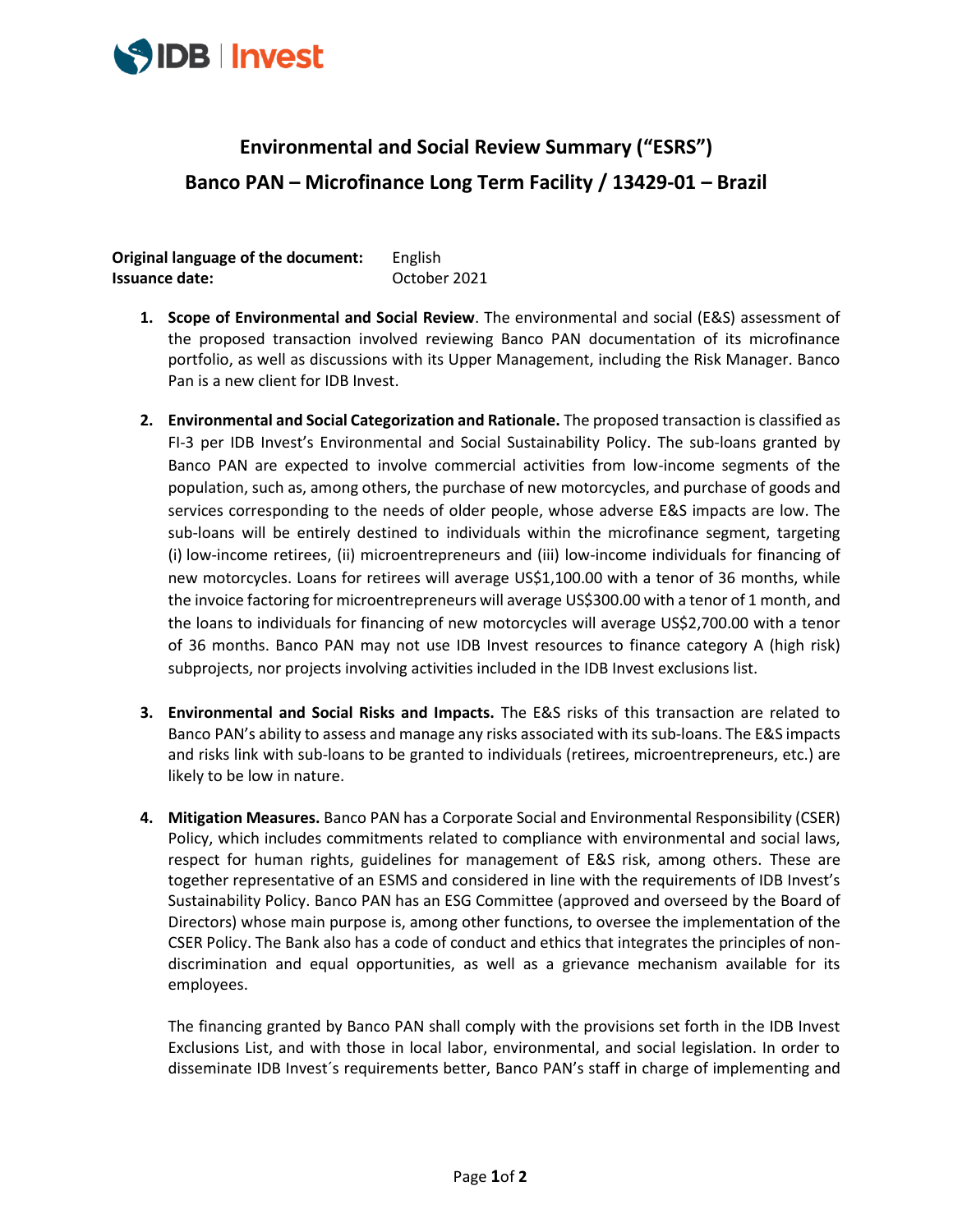# Environmental and Social Review Summary ("ESRS")

## Banco PAN – Microfinance Long Term Facility / 13429-01 – Brazil

**Original language of the document:** English
**Issuance date:** October 2021

1. **Scope of Environmental and Social Review**. The environmental and social (E&S) assessment of the proposed transaction involved reviewing Banco PAN documentation of its microfinance portfolio, as well as discussions with its Upper Management, including the Risk Manager. Banco Pan is a new client for IDB Invest.

2. **Environmental and Social Categorization and Rationale.** The proposed transaction is classified as FI-3 per IDB Invest's Environmental and Social Sustainability Policy. The sub-loans granted by Banco PAN are expected to involve commercial activities from low-income segments of the population, such as, among others, the purchase of new motorcycles, and purchase of goods and services corresponding to the needs of older people, whose adverse E&S impacts are low. The sub-loans will be entirely destined to individuals within the microfinance segment, targeting (i) low-income retirees, (ii) microentrepreneurs and (iii) low-income individuals for financing of new motorcycles. Loans for retirees will average US$1,100.00 with a tenor of 36 months, while the invoice factoring for microentrepreneurs will average US$300.00 with a tenor of 1 month, and the loans to individuals for financing of new motorcycles will average US$2,700.00 with a tenor of 36 months. Banco PAN may not use IDB Invest resources to finance category A (high risk) subprojects, nor projects involving activities included in the IDB Invest exclusions list.

3. **Environmental and Social Risks and Impacts.** The E&S risks of this transaction are related to Banco PAN's ability to assess and manage any risks associated with its sub-loans. The E&S impacts and risks link with sub-loans to be granted to individuals (retirees, microentrepreneurs, etc.) are likely to be low in nature.

4. **Mitigation Measures.** Banco PAN has a Corporate Social and Environmental Responsibility (CSER) Policy, which includes commitments related to compliance with environmental and social laws, respect for human rights, guidelines for management of E&S risk, among others. These are together representative of an ESMS and considered in line with the requirements of IDB Invest's Sustainability Policy. Banco PAN has an ESG Committee (approved and overseed by the Board of Directors) whose main purpose is, among other functions, to oversee the implementation of the CSER Policy. The Bank also has a code of conduct and ethics that integrates the principles of non-discrimination and equal opportunities, as well as a grievance mechanism available for its employees.

   The financing granted by Banco PAN shall comply with the provisions set forth in the IDB Invest Exclusions List, and with those in local labor, environmental, and social legislation. In order to disseminate IDB Invest´s requirements better, Banco PAN's staff in charge of implementing and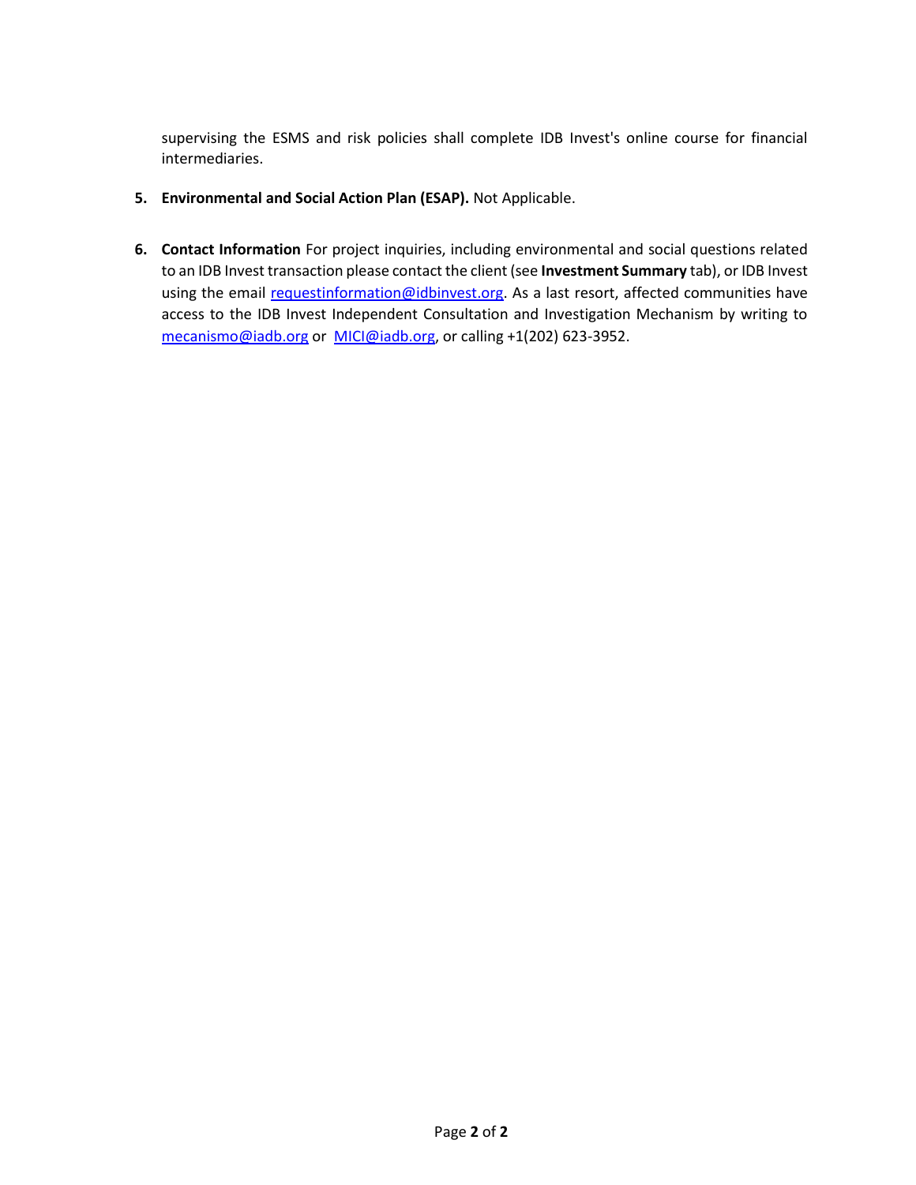supervising the ESMS and risk policies shall complete IDB Invest's online course for financial intermediaries.

5. **Environmental and Social Action Plan (ESAP).** Not Applicable.

6. **Contact Information** For project inquiries, including environmental and social questions related to an IDB Invest transaction please contact the client (see **Investment Summary** tab), or IDB Invest using the email requestinformation@idbinvest.org. As a last resort, affected communities have access to the IDB Invest Independent Consultation and Investigation Mechanism by writing to mecanismo@iadb.org or MICI@iadb.org, or calling +1(202) 623-3952.